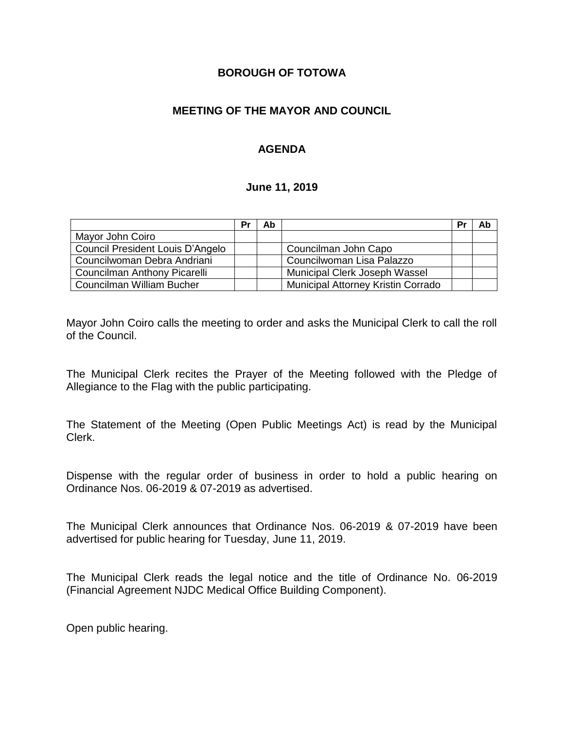**BOROUGH OF TOTOWA**

**MEETING OF THE MAYOR AND COUNCIL**

**AGENDA**

**June 11, 2019**

| | Pr | Ab | | Pr | Ab |
|---|---|---|---|---|---|
| Mayor John Coiro | | | | | |
| Council President Louis D'Angelo | | | Councilman John Capo | | |
| Councilwoman Debra Andriani | | | Councilwoman Lisa Palazzo | | |
| Councilman Anthony Picarelli | | | Municipal Clerk Joseph Wassel | | |
| Councilman William Bucher | | | Municipal Attorney Kristin Corrado | | |

Mayor John Coiro calls the meeting to order and asks the Municipal Clerk to call the roll of the Council.

The Municipal Clerk recites the Prayer of the Meeting followed with the Pledge of Allegiance to the Flag with the public participating.

The Statement of the Meeting (Open Public Meetings Act) is read by the Municipal Clerk.

Dispense with the regular order of business in order to hold a public hearing on Ordinance Nos. 06-2019 & 07-2019 as advertised.

The Municipal Clerk announces that Ordinance Nos. 06-2019 & 07-2019 have been advertised for public hearing for Tuesday, June 11, 2019.

The Municipal Clerk reads the legal notice and the title of Ordinance No. 06-2019 (Financial Agreement NJDC Medical Office Building Component).

Open public hearing.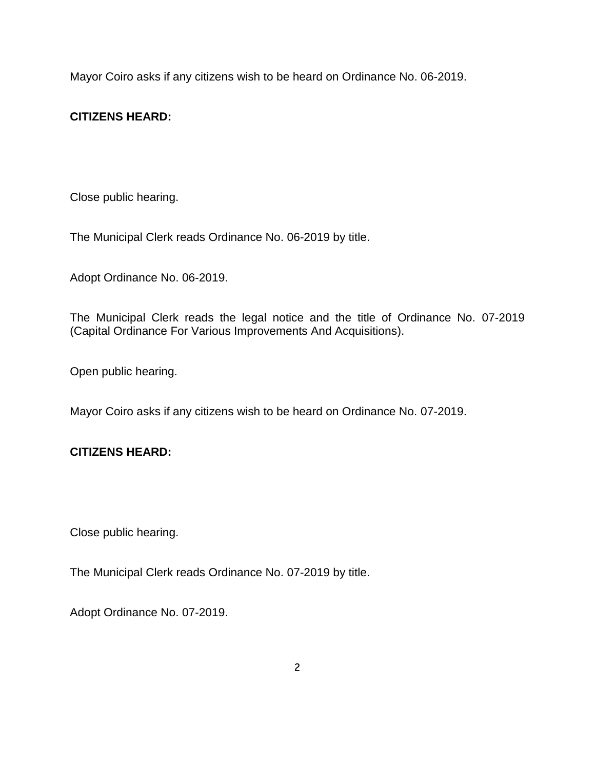Mayor Coiro asks if any citizens wish to be heard on Ordinance No. 06-2019.

**CITIZENS HEARD:**

Close public hearing.

The Municipal Clerk reads Ordinance No. 06-2019 by title.

Adopt Ordinance No. 06-2019.

The Municipal Clerk reads the legal notice and the title of Ordinance No. 07-2019 (Capital Ordinance For Various Improvements And Acquisitions).

Open public hearing.

Mayor Coiro asks if any citizens wish to be heard on Ordinance No. 07-2019.

**CITIZENS HEARD:**

Close public hearing.

The Municipal Clerk reads Ordinance No. 07-2019 by title.

Adopt Ordinance No. 07-2019.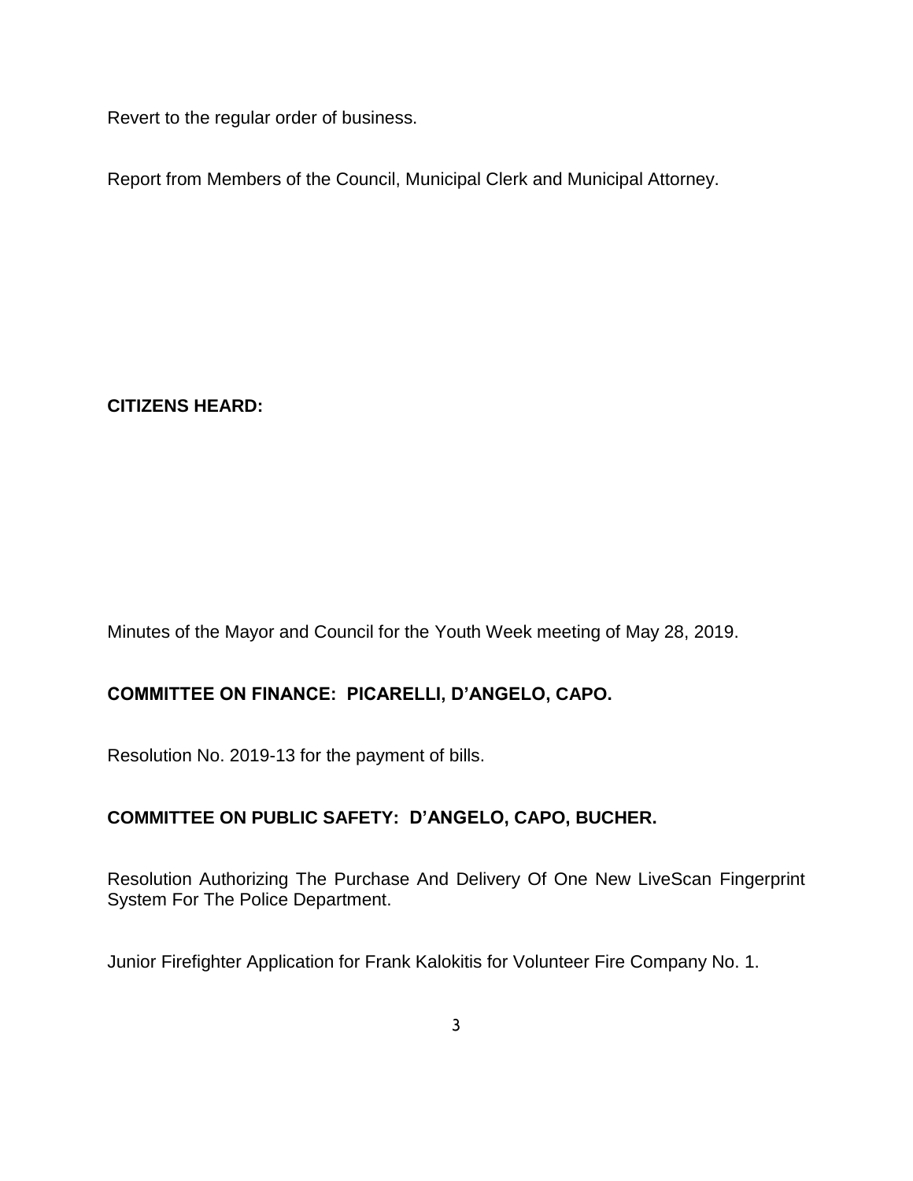Revert to the regular order of business.

Report from Members of the Council, Municipal Clerk and Municipal Attorney.

**CITIZENS HEARD:**

Minutes of the Mayor and Council for the Youth Week meeting of May 28, 2019.

**COMMITTEE ON FINANCE: PICARELLI, D'ANGELO, CAPO.**

Resolution No. 2019-13 for the payment of bills.

**COMMITTEE ON PUBLIC SAFETY: D'ANGELO, CAPO, BUCHER.**

Resolution Authorizing The Purchase And Delivery Of One New LiveScan Fingerprint System For The Police Department.

Junior Firefighter Application for Frank Kalokitis for Volunteer Fire Company No. 1.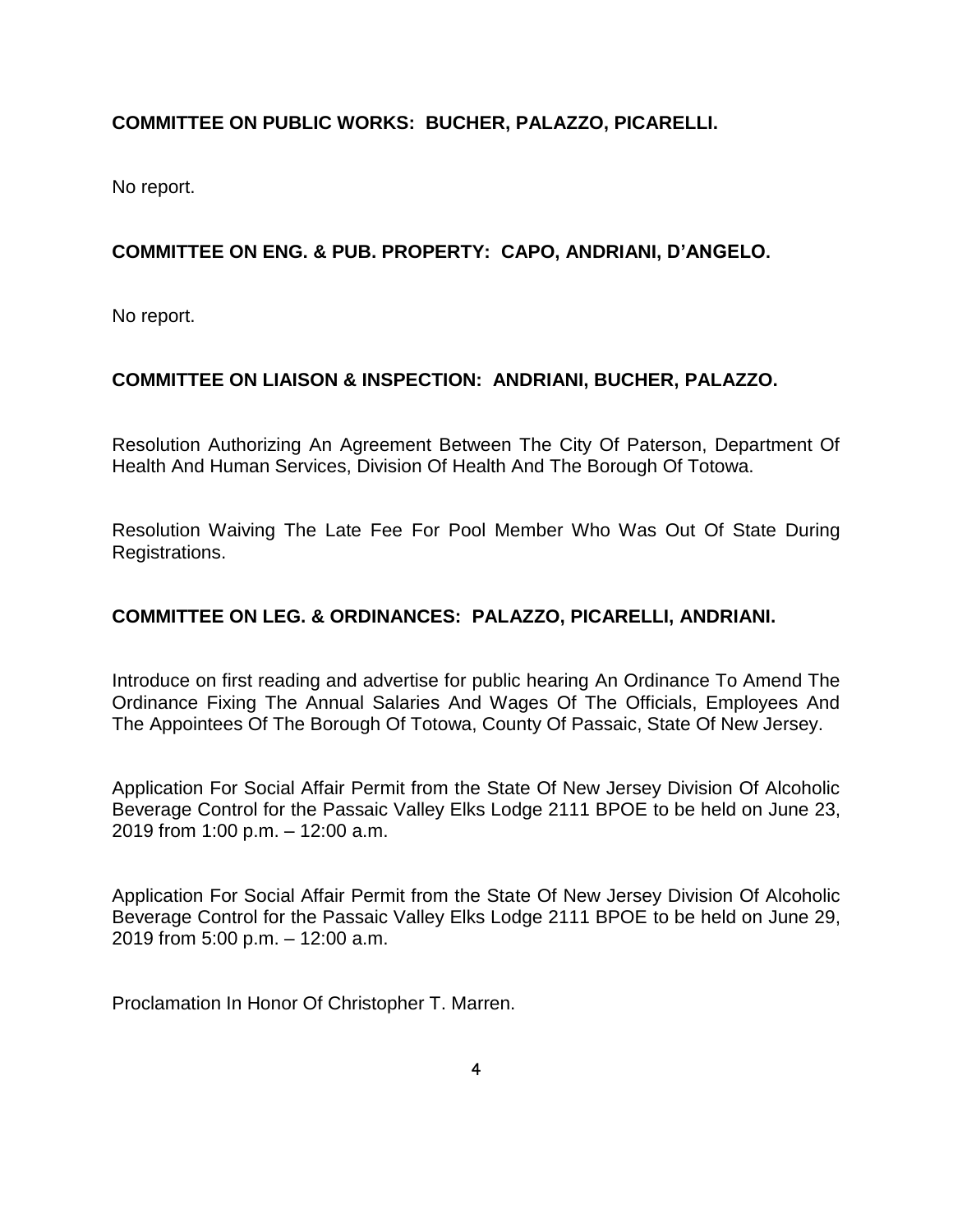**COMMITTEE ON PUBLIC WORKS: BUCHER, PALAZZO, PICARELLI.**

No report.

**COMMITTEE ON ENG. & PUB. PROPERTY: CAPO, ANDRIANI, D'ANGELO.**

No report.

**COMMITTEE ON LIAISON & INSPECTION: ANDRIANI, BUCHER, PALAZZO.**

Resolution Authorizing An Agreement Between The City Of Paterson, Department Of Health And Human Services, Division Of Health And The Borough Of Totowa.

Resolution Waiving The Late Fee For Pool Member Who Was Out Of State During Registrations.

**COMMITTEE ON LEG. & ORDINANCES: PALAZZO, PICARELLI, ANDRIANI.**

Introduce on first reading and advertise for public hearing An Ordinance To Amend The Ordinance Fixing The Annual Salaries And Wages Of The Officials, Employees And The Appointees Of The Borough Of Totowa, County Of Passaic, State Of New Jersey.

Application For Social Affair Permit from the State Of New Jersey Division Of Alcoholic Beverage Control for the Passaic Valley Elks Lodge 2111 BPOE to be held on June 23, 2019 from 1:00 p.m. – 12:00 a.m.

Application For Social Affair Permit from the State Of New Jersey Division Of Alcoholic Beverage Control for the Passaic Valley Elks Lodge 2111 BPOE to be held on June 29, 2019 from 5:00 p.m. – 12:00 a.m.

Proclamation In Honor Of Christopher T. Marren.